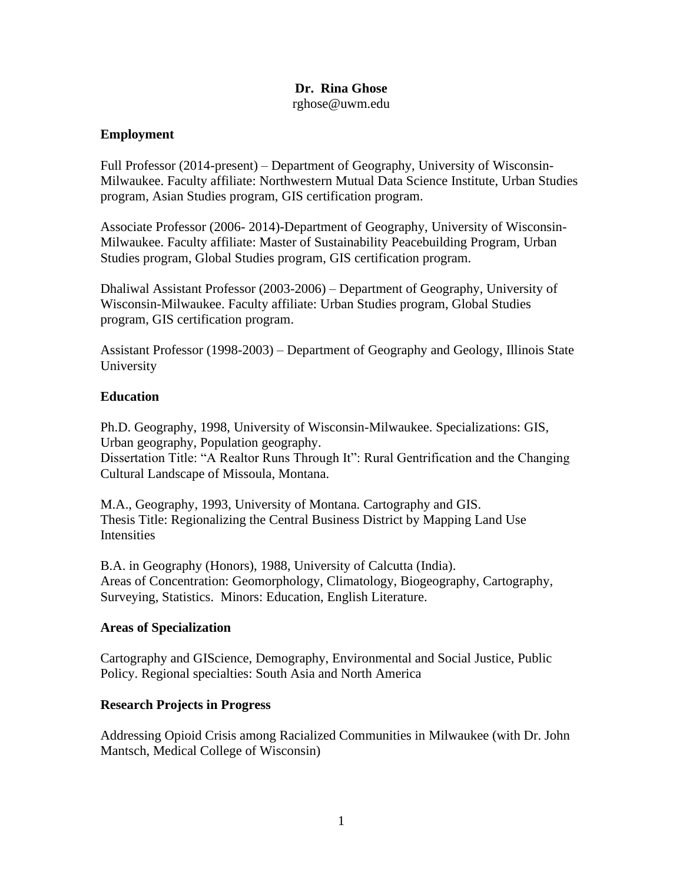# Dr. Rina Ghose

rghose@uwm.edu

## Employment

Full Professor (2014-present) – Department of Geography, University of Wisconsin-Milwaukee. Faculty affiliate: Northwestern Mutual Data Science Institute, Urban Studies program, Asian Studies program, GIS certification program.

Associate Professor (2006- 2014)-Department of Geography, University of Wisconsin-Milwaukee. Faculty affiliate: Master of Sustainability Peacebuilding Program, Urban Studies program, Global Studies program, GIS certification program.

Dhaliwal Assistant Professor (2003-2006) – Department of Geography, University of Wisconsin-Milwaukee. Faculty affiliate: Urban Studies program, Global Studies program, GIS certification program.

Assistant Professor (1998-2003) – Department of Geography and Geology, Illinois State University

## Education

Ph.D. Geography, 1998, University of Wisconsin-Milwaukee. Specializations: GIS, Urban geography, Population geography.
Dissertation Title: "A Realtor Runs Through It": Rural Gentrification and the Changing Cultural Landscape of Missoula, Montana.

M.A., Geography, 1993, University of Montana. Cartography and GIS.
Thesis Title: Regionalizing the Central Business District by Mapping Land Use Intensities

B.A. in Geography (Honors), 1988, University of Calcutta (India).
Areas of Concentration: Geomorphology, Climatology, Biogeography, Cartography, Surveying, Statistics. Minors: Education, English Literature.

## Areas of Specialization

Cartography and GIScience, Demography, Environmental and Social Justice, Public Policy. Regional specialties: South Asia and North America

## Research Projects in Progress

Addressing Opioid Crisis among Racialized Communities in Milwaukee (with Dr. John Mantsch, Medical College of Wisconsin)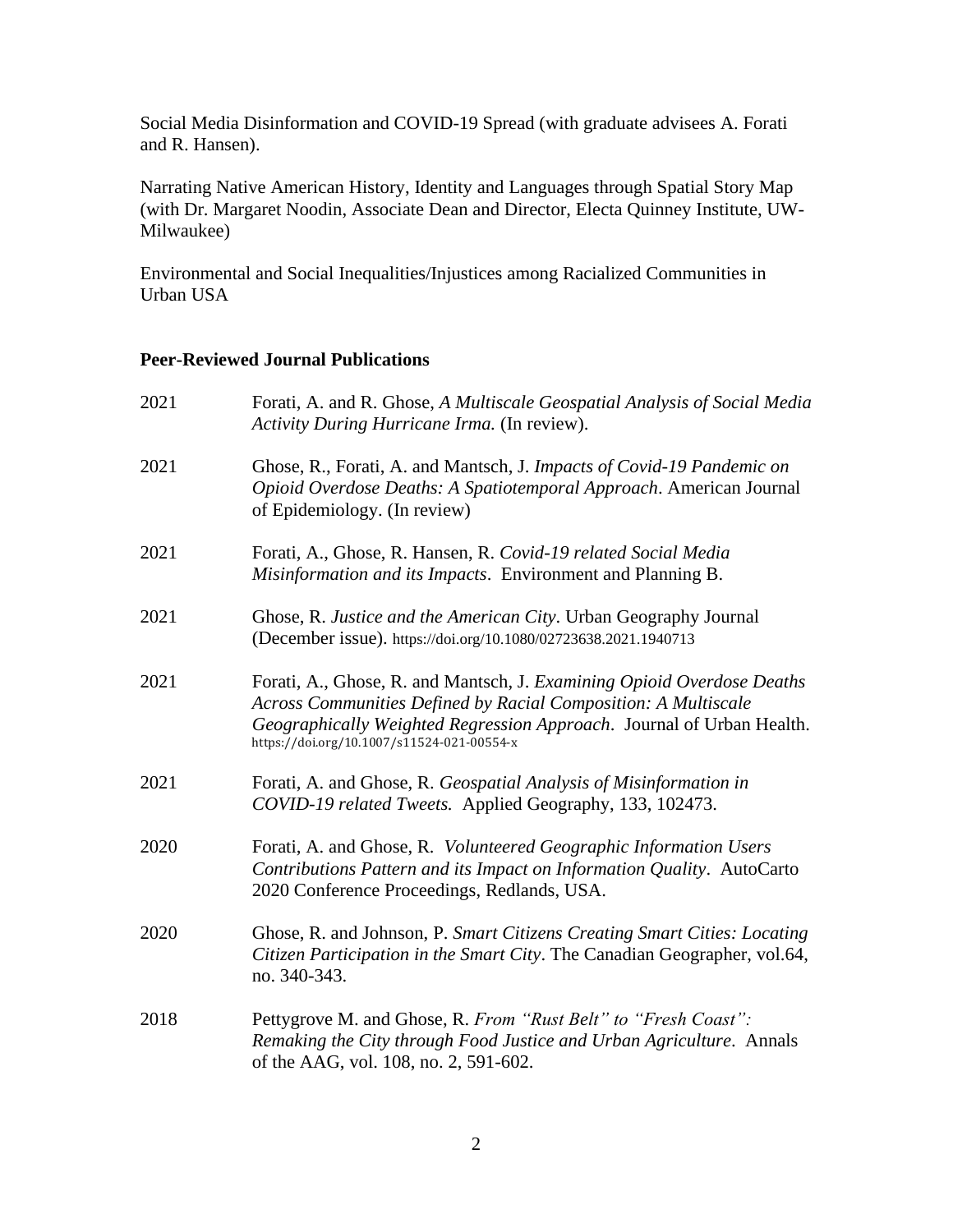Social Media Disinformation and COVID-19 Spread (with graduate advisees A. Forati and R. Hansen).

Narrating Native American History, Identity and Languages through Spatial Story Map (with Dr. Margaret Noodin, Associate Dean and Director, Electa Quinney Institute, UW-Milwaukee)

Environmental and Social Inequalities/Injustices among Racialized Communities in Urban USA

## Peer-Reviewed Journal Publications

2021 Forati, A. and R. Ghose, *A Multiscale Geospatial Analysis of Social Media Activity During Hurricane Irma.* (In review).

2021 Ghose, R., Forati, A. and Mantsch, J. *Impacts of Covid-19 Pandemic on Opioid Overdose Deaths: A Spatiotemporal Approach*. American Journal of Epidemiology. (In review)

2021 Forati, A., Ghose, R. Hansen, R. *Covid-19 related Social Media Misinformation and its Impacts*. Environment and Planning B.

2021 Ghose, R. *Justice and the American City*. Urban Geography Journal (December issue). https://doi.org/10.1080/02723638.2021.1940713

2021 Forati, A., Ghose, R. and Mantsch, J. *Examining Opioid Overdose Deaths Across Communities Defined by Racial Composition: A Multiscale Geographically Weighted Regression Approach*. Journal of Urban Health. https://doi.org/10.1007/s11524-021-00554-x

2021 Forati, A. and Ghose, R. *Geospatial Analysis of Misinformation in COVID-19 related Tweets.* Applied Geography, 133, 102473.

2020 Forati, A. and Ghose, R. *Volunteered Geographic Information Users Contributions Pattern and its Impact on Information Quality*. AutoCarto 2020 Conference Proceedings, Redlands, USA.

2020 Ghose, R. and Johnson, P. *Smart Citizens Creating Smart Cities: Locating Citizen Participation in the Smart City*. The Canadian Geographer, vol.64, no. 340-343.

2018 Pettygrove M. and Ghose, R. *From "Rust Belt" to "Fresh Coast": Remaking the City through Food Justice and Urban Agriculture*. Annals of the AAG, vol. 108, no. 2, 591-602.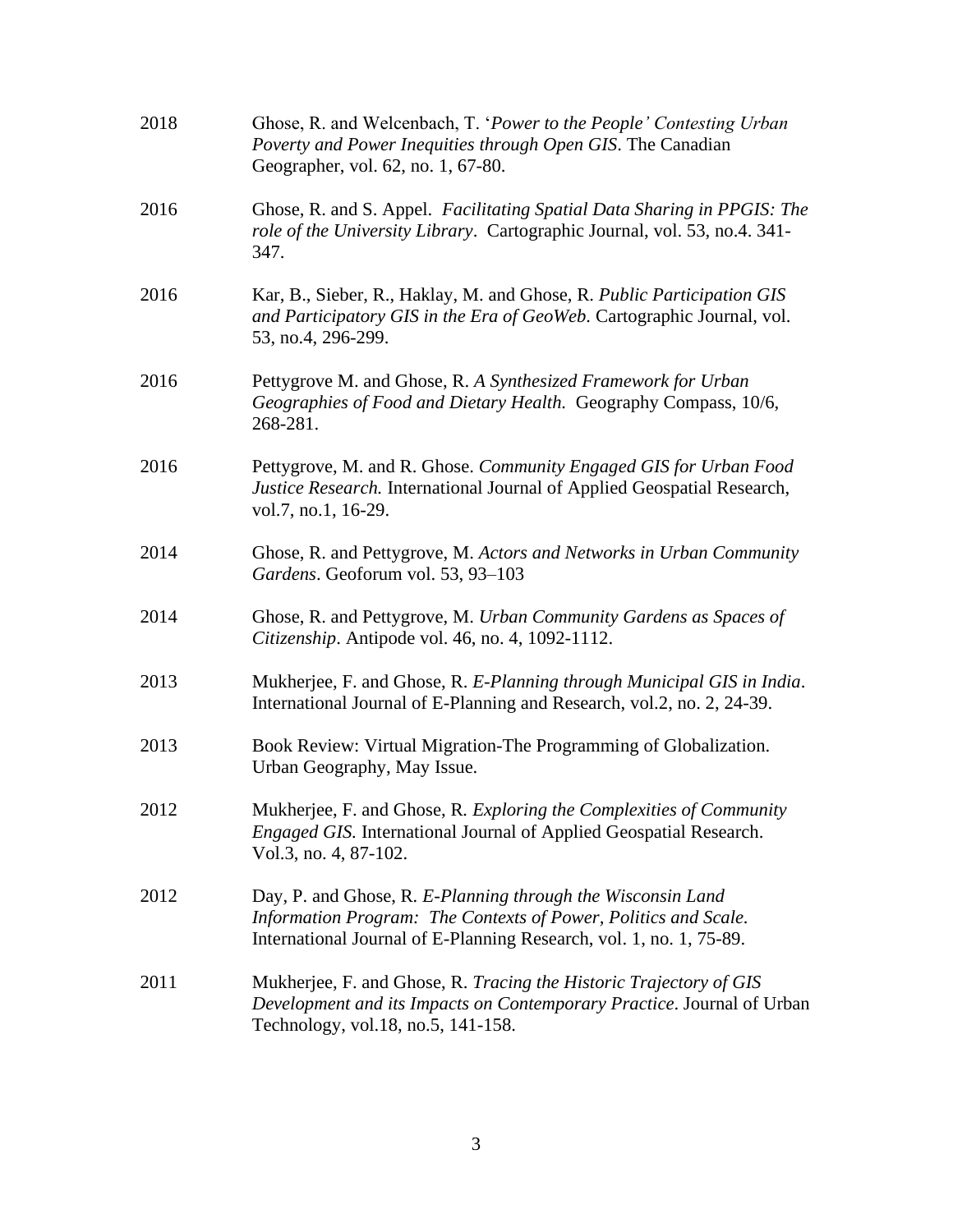2018 Ghose, R. and Welcenbach, T. '*Power to the People' Contesting Urban Poverty and Power Inequities through Open GIS*. The Canadian Geographer, vol. 62, no. 1, 67-80.

2016 Ghose, R. and S. Appel. *Facilitating Spatial Data Sharing in PPGIS: The role of the University Library*. Cartographic Journal, vol. 53, no.4. 341-347.

2016 Kar, B., Sieber, R., Haklay, M. and Ghose, R. *Public Participation GIS and Participatory GIS in the Era of GeoWeb*. Cartographic Journal, vol. 53, no.4, 296-299.

2016 Pettygrove M. and Ghose, R. *A Synthesized Framework for Urban Geographies of Food and Dietary Health.* Geography Compass, 10/6, 268-281.

2016 Pettygrove, M. and R. Ghose. *Community Engaged GIS for Urban Food Justice Research.* International Journal of Applied Geospatial Research, vol.7, no.1, 16-29.

2014 Ghose, R. and Pettygrove, M. *Actors and Networks in Urban Community Gardens*. Geoforum vol. 53, 93–103

2014 Ghose, R. and Pettygrove, M. *Urban Community Gardens as Spaces of Citizenship*. Antipode vol. 46, no. 4, 1092-1112.

2013 Mukherjee, F. and Ghose, R. *E-Planning through Municipal GIS in India*. International Journal of E-Planning and Research, vol.2, no. 2, 24-39.

2013 Book Review: Virtual Migration-The Programming of Globalization. Urban Geography, May Issue.

2012 Mukherjee, F. and Ghose, R. *Exploring the Complexities of Community Engaged GIS.* International Journal of Applied Geospatial Research. Vol.3, no. 4, 87-102.

2012 Day, P. and Ghose, R. *E-Planning through the Wisconsin Land Information Program: The Contexts of Power, Politics and Scale.* International Journal of E-Planning Research, vol. 1, no. 1, 75-89.

2011 Mukherjee, F. and Ghose, R. *Tracing the Historic Trajectory of GIS Development and its Impacts on Contemporary Practice*. Journal of Urban Technology, vol.18, no.5, 141-158.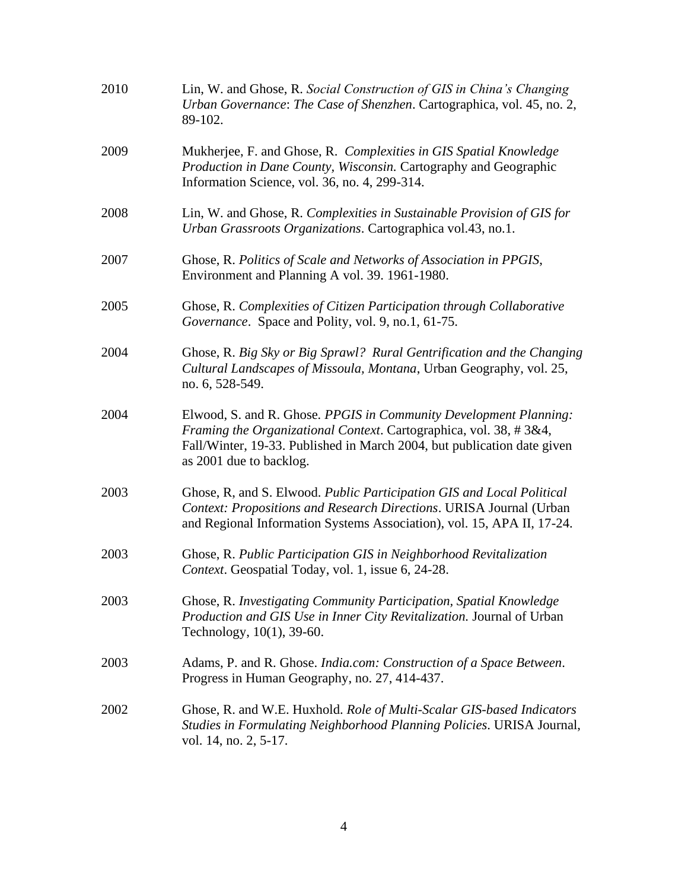2010 Lin, W. and Ghose, R. *Social Construction of GIS in China's Changing Urban Governance*: *The Case of Shenzhen*. Cartographica, vol. 45, no. 2, 89-102.

2009 Mukherjee, F. and Ghose, R. *Complexities in GIS Spatial Knowledge Production in Dane County, Wisconsin.* Cartography and Geographic Information Science, vol. 36, no. 4, 299-314.

2008 Lin, W. and Ghose, R. *Complexities in Sustainable Provision of GIS for Urban Grassroots Organizations*. Cartographica vol.43, no.1.

2007 Ghose, R. *Politics of Scale and Networks of Association in PPGIS*, Environment and Planning A vol. 39. 1961-1980.

2005 Ghose, R. *Complexities of Citizen Participation through Collaborative Governance*. Space and Polity, vol. 9, no.1, 61-75.

2004 Ghose, R. *Big Sky or Big Sprawl? Rural Gentrification and the Changing Cultural Landscapes of Missoula, Montana*, Urban Geography, vol. 25, no. 6, 528-549.

2004 Elwood, S. and R. Ghose. *PPGIS in Community Development Planning: Framing the Organizational Context*. Cartographica, vol. 38, # 3&4, Fall/Winter, 19-33. Published in March 2004, but publication date given as 2001 due to backlog.

2003 Ghose, R, and S. Elwood. *Public Participation GIS and Local Political Context: Propositions and Research Directions*. URISA Journal (Urban and Regional Information Systems Association), vol. 15, APA II, 17-24.

2003 Ghose, R. *Public Participation GIS in Neighborhood Revitalization Context*. Geospatial Today, vol. 1, issue 6, 24-28.

2003 Ghose, R. *Investigating Community Participation, Spatial Knowledge Production and GIS Use in Inner City Revitalization.* Journal of Urban Technology, 10(1), 39-60.

2003 Adams, P. and R. Ghose. *India.com: Construction of a Space Between*. Progress in Human Geography, no. 27, 414-437.

2002 Ghose, R. and W.E. Huxhold. *Role of Multi-Scalar GIS-based Indicators Studies in Formulating Neighborhood Planning Policies*. URISA Journal, vol. 14, no. 2, 5-17.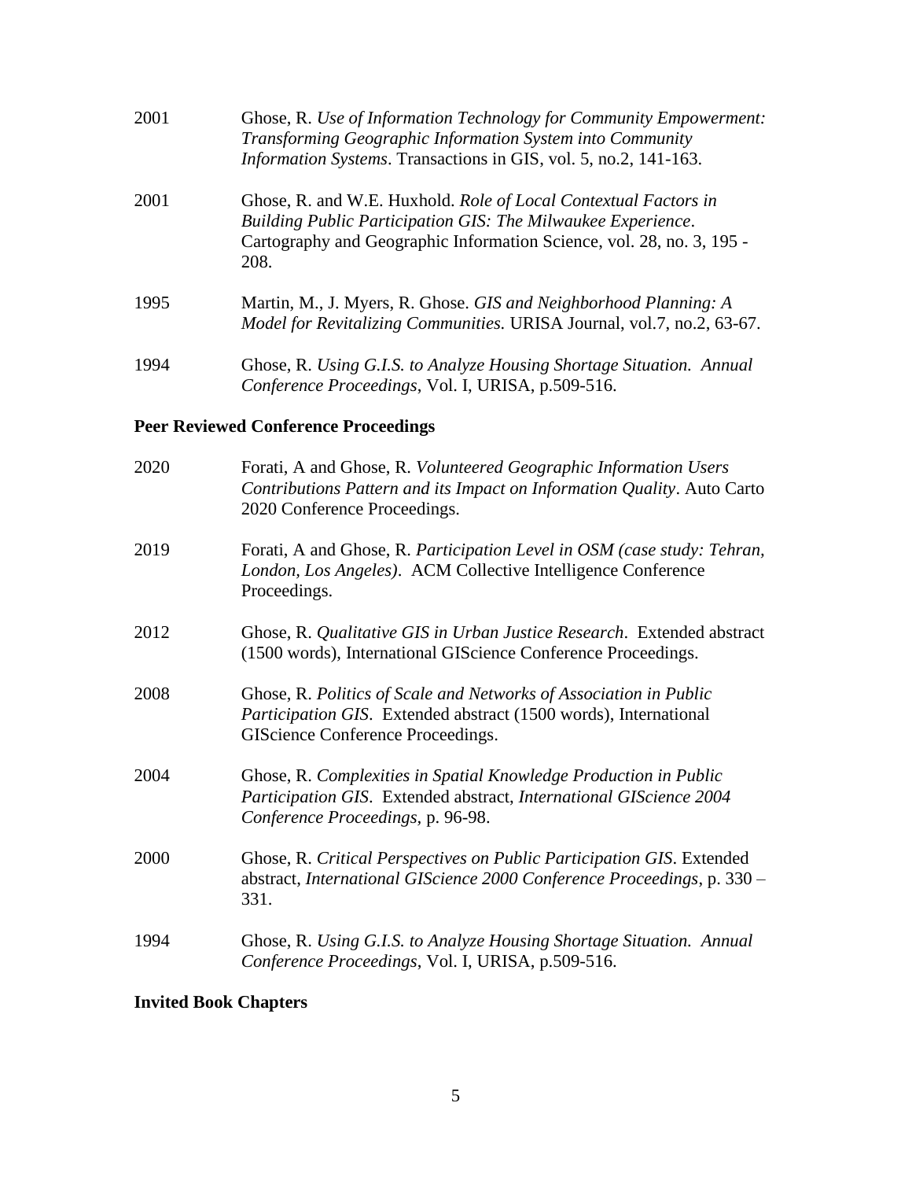2001 Ghose, R. *Use of Information Technology for Community Empowerment: Transforming Geographic Information System into Community Information Systems*. Transactions in GIS, vol. 5, no.2, 141-163.

2001 Ghose, R. and W.E. Huxhold. *Role of Local Contextual Factors in Building Public Participation GIS: The Milwaukee Experience*. Cartography and Geographic Information Science, vol. 28, no. 3, 195 - 208.

1995 Martin, M., J. Myers, R. Ghose. *GIS and Neighborhood Planning: A Model for Revitalizing Communities.* URISA Journal, vol.7, no.2, 63-67.

1994 Ghose, R. *Using G.I.S. to Analyze Housing Shortage Situation. Annual Conference Proceedings*, Vol. I, URISA, p.509-516.

**Peer Reviewed Conference Proceedings**

2020 Forati, A and Ghose, R. *Volunteered Geographic Information Users Contributions Pattern and its Impact on Information Quality*. Auto Carto 2020 Conference Proceedings.

2019 Forati, A and Ghose, R. *Participation Level in OSM (case study: Tehran, London, Los Angeles)*. ACM Collective Intelligence Conference Proceedings.

2012 Ghose, R. *Qualitative GIS in Urban Justice Research*. Extended abstract (1500 words), International GIScience Conference Proceedings.

2008 Ghose, R. *Politics of Scale and Networks of Association in Public Participation GIS*. Extended abstract (1500 words), International GIScience Conference Proceedings.

2004 Ghose, R. *Complexities in Spatial Knowledge Production in Public Participation GIS*. Extended abstract, *International GIScience 2004 Conference Proceedings*, p. 96-98.

2000 Ghose, R. *Critical Perspectives on Public Participation GIS*. Extended abstract, *International GIScience 2000 Conference Proceedings*, p. 330 – 331.

1994 Ghose, R. *Using G.I.S. to Analyze Housing Shortage Situation. Annual Conference Proceedings*, Vol. I, URISA, p.509-516.

**Invited Book Chapters**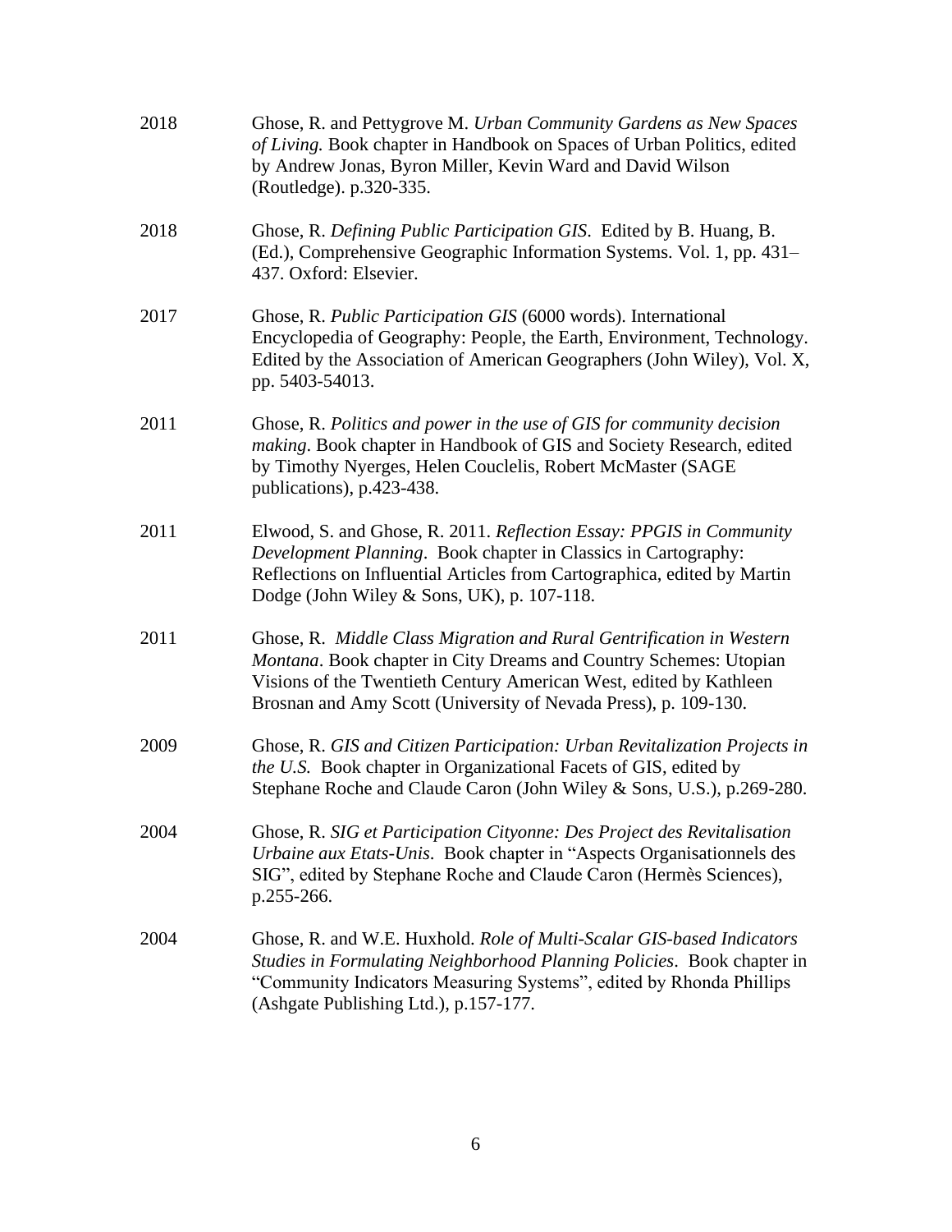2018 Ghose, R. and Pettygrove M. *Urban Community Gardens as New Spaces of Living.* Book chapter in Handbook on Spaces of Urban Politics, edited by Andrew Jonas, Byron Miller, Kevin Ward and David Wilson (Routledge). p.320-335.

2018 Ghose, R. *Defining Public Participation GIS*. Edited by B. Huang, B. (Ed.), Comprehensive Geographic Information Systems. Vol. 1, pp. 431–437. Oxford: Elsevier.

2017 Ghose, R. *Public Participation GIS* (6000 words). International Encyclopedia of Geography: People, the Earth, Environment, Technology. Edited by the Association of American Geographers (John Wiley), Vol. X, pp. 5403-54013.

2011 Ghose, R. *Politics and power in the use of GIS for community decision making*. Book chapter in Handbook of GIS and Society Research, edited by Timothy Nyerges, Helen Couclelis, Robert McMaster (SAGE publications), p.423-438.

2011 Elwood, S. and Ghose, R. 2011. *Reflection Essay: PPGIS in Community Development Planning*. Book chapter in Classics in Cartography: Reflections on Influential Articles from Cartographica, edited by Martin Dodge (John Wiley & Sons, UK), p. 107-118.

2011 Ghose, R. *Middle Class Migration and Rural Gentrification in Western Montana*. Book chapter in City Dreams and Country Schemes: Utopian Visions of the Twentieth Century American West, edited by Kathleen Brosnan and Amy Scott (University of Nevada Press), p. 109-130.

2009 Ghose, R. *GIS and Citizen Participation: Urban Revitalization Projects in the U.S.* Book chapter in Organizational Facets of GIS, edited by Stephane Roche and Claude Caron (John Wiley & Sons, U.S.), p.269-280.

2004 Ghose, R. *SIG et Participation Cityonne: Des Project des Revitalisation Urbaine aux Etats-Unis*. Book chapter in "Aspects Organisationnels des SIG", edited by Stephane Roche and Claude Caron (Hermès Sciences), p.255-266.

2004 Ghose, R. and W.E. Huxhold. *Role of Multi-Scalar GIS-based Indicators Studies in Formulating Neighborhood Planning Policies*. Book chapter in "Community Indicators Measuring Systems", edited by Rhonda Phillips (Ashgate Publishing Ltd.), p.157-177.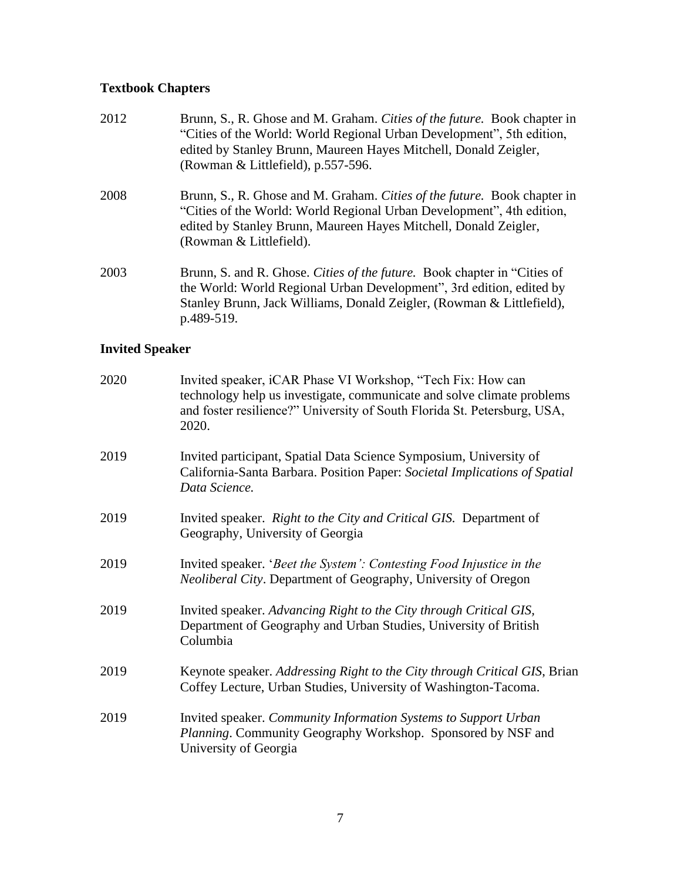### Textbook Chapters

2012 Brunn, S., R. Ghose and M. Graham. *Cities of the future.* Book chapter in "Cities of the World: World Regional Urban Development", 5th edition, edited by Stanley Brunn, Maureen Hayes Mitchell, Donald Zeigler, (Rowman & Littlefield), p.557-596.

2008 Brunn, S., R. Ghose and M. Graham. *Cities of the future.* Book chapter in "Cities of the World: World Regional Urban Development", 4th edition, edited by Stanley Brunn, Maureen Hayes Mitchell, Donald Zeigler, (Rowman & Littlefield).

2003 Brunn, S. and R. Ghose. *Cities of the future.* Book chapter in "Cities of the World: World Regional Urban Development", 3rd edition, edited by Stanley Brunn, Jack Williams, Donald Zeigler, (Rowman & Littlefield), p.489-519.

### Invited Speaker

2020 Invited speaker, iCAR Phase VI Workshop, "Tech Fix: How can technology help us investigate, communicate and solve climate problems and foster resilience?" University of South Florida St. Petersburg, USA, 2020.

2019 Invited participant, Spatial Data Science Symposium, University of California-Santa Barbara. Position Paper: *Societal Implications of Spatial Data Science.*

2019 Invited speaker. *Right to the City and Critical GIS.* Department of Geography, University of Georgia

2019 Invited speaker. '*Beet the System': Contesting Food Injustice in the Neoliberal City*. Department of Geography, University of Oregon

2019 Invited speaker. *Advancing Right to the City through Critical GIS,* Department of Geography and Urban Studies, University of British Columbia

2019 Keynote speaker. *Addressing Right to the City through Critical GIS*, Brian Coffey Lecture, Urban Studies, University of Washington-Tacoma.

2019 Invited speaker. *Community Information Systems to Support Urban Planning*. Community Geography Workshop. Sponsored by NSF and University of Georgia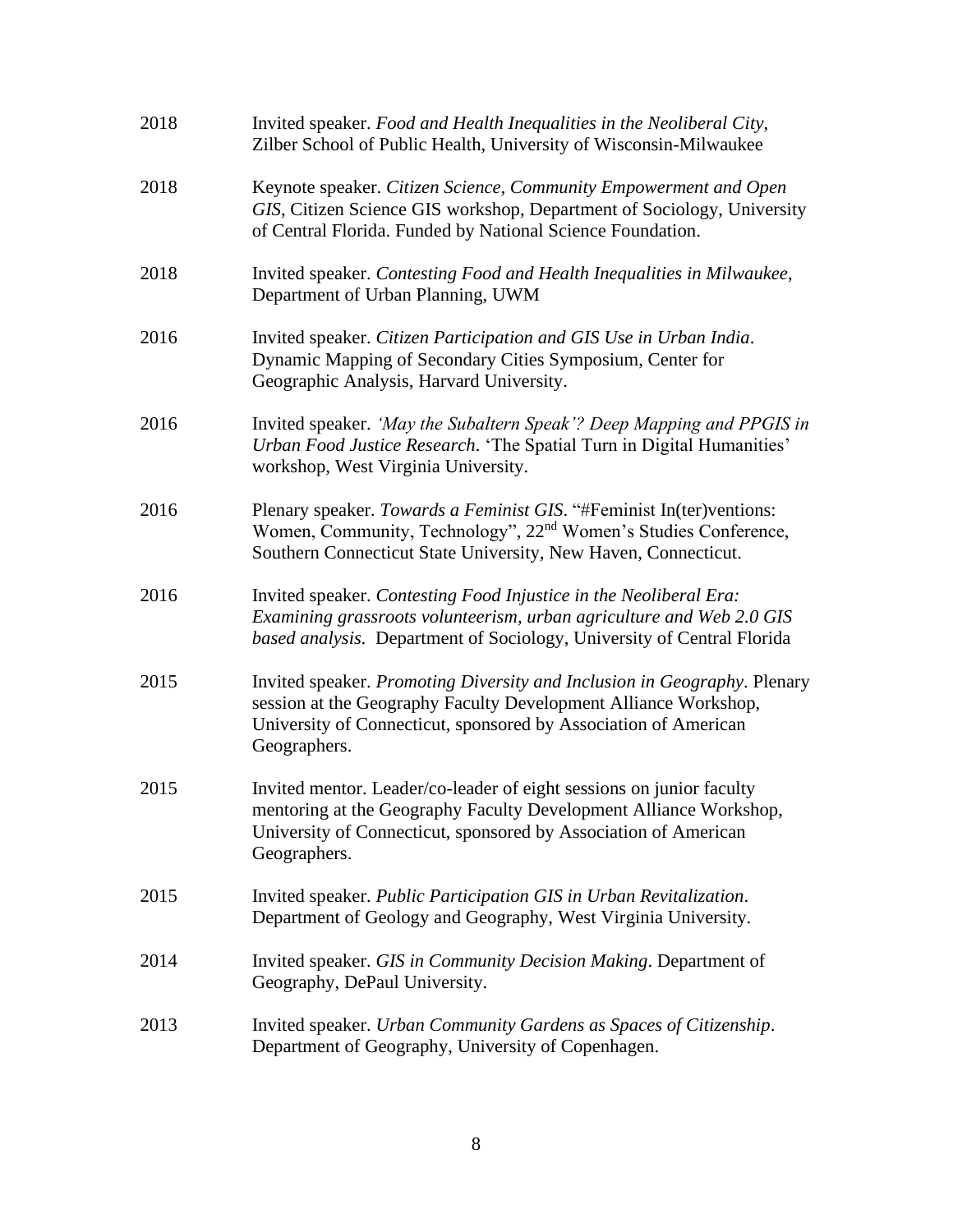2018 Invited speaker. *Food and Health Inequalities in the Neoliberal City*, Zilber School of Public Health, University of Wisconsin-Milwaukee

2018 Keynote speaker. *Citizen Science, Community Empowerment and Open GIS*, Citizen Science GIS workshop, Department of Sociology, University of Central Florida. Funded by National Science Foundation.

2018 Invited speaker. *Contesting Food and Health Inequalities in Milwaukee*, Department of Urban Planning, UWM

2016 Invited speaker. *Citizen Participation and GIS Use in Urban India*. Dynamic Mapping of Secondary Cities Symposium, Center for Geographic Analysis, Harvard University.

2016 Invited speaker. *'May the Subaltern Speak'? Deep Mapping and PPGIS in Urban Food Justice Research*. 'The Spatial Turn in Digital Humanities' workshop, West Virginia University.

2016 Plenary speaker. *Towards a Feminist GIS*. "#Feminist In(ter)ventions: Women, Community, Technology", 22nd Women's Studies Conference, Southern Connecticut State University, New Haven, Connecticut.

2016 Invited speaker. *Contesting Food Injustice in the Neoliberal Era: Examining grassroots volunteerism, urban agriculture and Web 2.0 GIS based analysis.* Department of Sociology, University of Central Florida

2015 Invited speaker. *Promoting Diversity and Inclusion in Geography*. Plenary session at the Geography Faculty Development Alliance Workshop, University of Connecticut, sponsored by Association of American Geographers.

2015 Invited mentor. Leader/co-leader of eight sessions on junior faculty mentoring at the Geography Faculty Development Alliance Workshop, University of Connecticut, sponsored by Association of American Geographers.

2015 Invited speaker. *Public Participation GIS in Urban Revitalization*. Department of Geology and Geography, West Virginia University.

2014 Invited speaker. *GIS in Community Decision Making*. Department of Geography, DePaul University.

2013 Invited speaker. *Urban Community Gardens as Spaces of Citizenship*. Department of Geography, University of Copenhagen.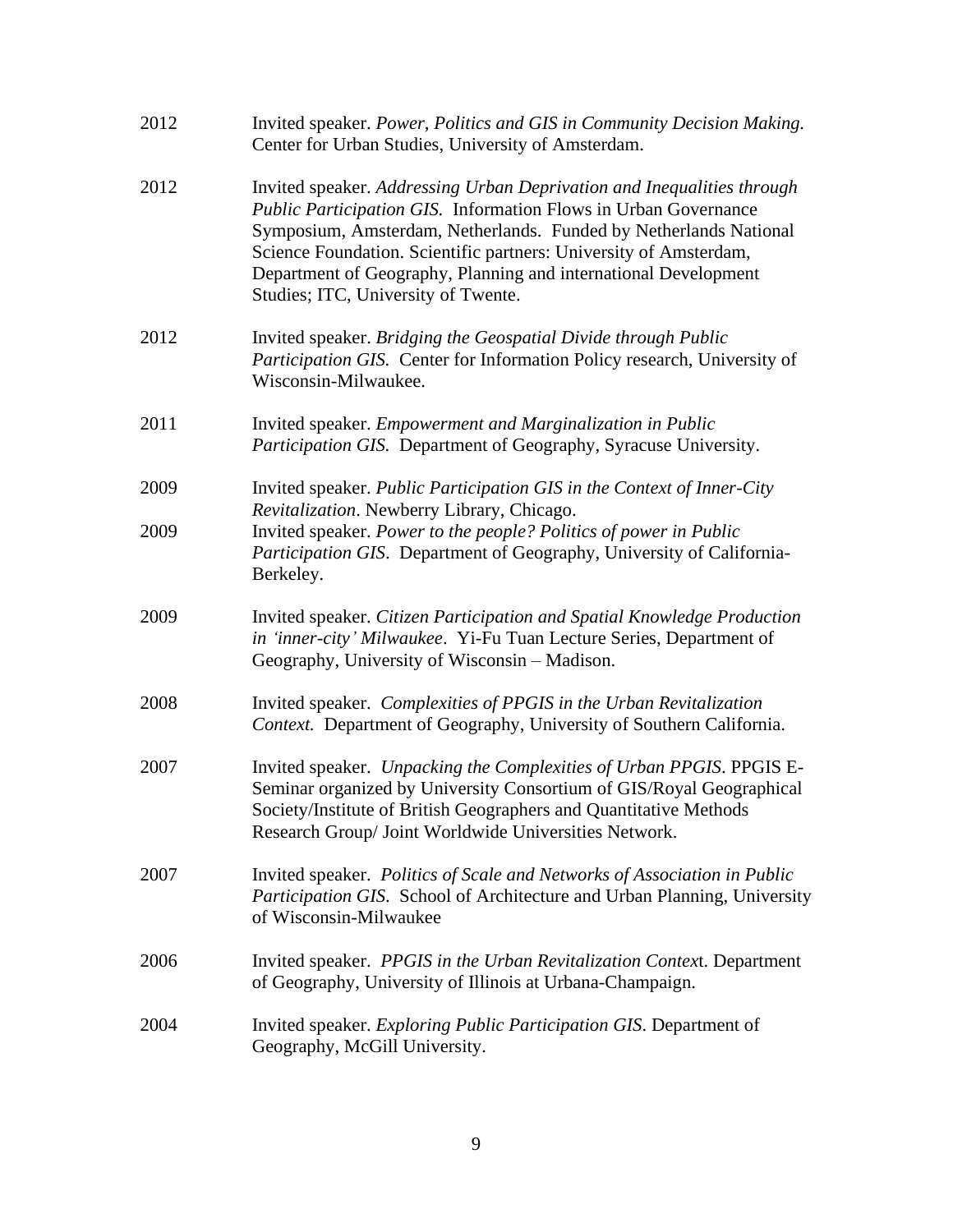2012 Invited speaker. *Power, Politics and GIS in Community Decision Making.* Center for Urban Studies, University of Amsterdam.

2012 Invited speaker. *Addressing Urban Deprivation and Inequalities through Public Participation GIS.* Information Flows in Urban Governance Symposium, Amsterdam, Netherlands. Funded by Netherlands National Science Foundation. Scientific partners: University of Amsterdam, Department of Geography, Planning and international Development Studies; ITC, University of Twente.

2012 Invited speaker. *Bridging the Geospatial Divide through Public Participation GIS.* Center for Information Policy research, University of Wisconsin-Milwaukee.

2011 Invited speaker. *Empowerment and Marginalization in Public Participation GIS.* Department of Geography, Syracuse University.

2009 Invited speaker. *Public Participation GIS in the Context of Inner-City Revitalization*. Newberry Library, Chicago.

2009 Invited speaker. *Power to the people? Politics of power in Public Participation GIS*. Department of Geography, University of California-Berkeley.

2009 Invited speaker. *Citizen Participation and Spatial Knowledge Production in 'inner-city' Milwaukee*. Yi-Fu Tuan Lecture Series, Department of Geography, University of Wisconsin – Madison.

2008 Invited speaker. *Complexities of PPGIS in the Urban Revitalization Context.* Department of Geography, University of Southern California.

2007 Invited speaker. *Unpacking the Complexities of Urban PPGIS*. PPGIS E-Seminar organized by University Consortium of GIS/Royal Geographical Society/Institute of British Geographers and Quantitative Methods Research Group/ Joint Worldwide Universities Network.

2007 Invited speaker. *Politics of Scale and Networks of Association in Public Participation GIS*. School of Architecture and Urban Planning, University of Wisconsin-Milwaukee

2006 Invited speaker. *PPGIS in the Urban Revitalization Contex*t. Department of Geography, University of Illinois at Urbana-Champaign.

2004 Invited speaker. *Exploring Public Participation GIS*. Department of Geography, McGill University.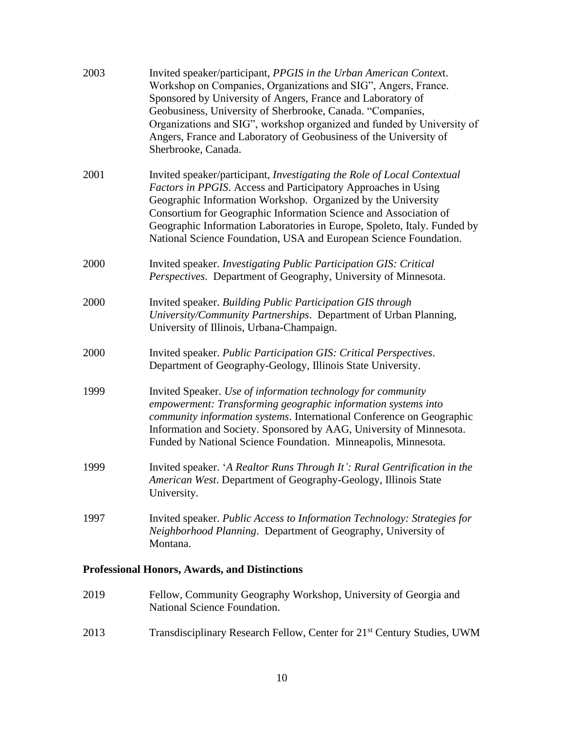2003 Invited speaker/participant, *PPGIS in the Urban American Context*. Workshop on Companies, Organizations and SIG", Angers, France. Sponsored by University of Angers, France and Laboratory of Geobusiness, University of Sherbrooke, Canada. "Companies, Organizations and SIG", workshop organized and funded by University of Angers, France and Laboratory of Geobusiness of the University of Sherbrooke, Canada.

2001 Invited speaker/participant, *Investigating the Role of Local Contextual Factors in PPGIS*. Access and Participatory Approaches in Using Geographic Information Workshop. Organized by the University Consortium for Geographic Information Science and Association of Geographic Information Laboratories in Europe, Spoleto, Italy. Funded by National Science Foundation, USA and European Science Foundation.

2000 Invited speaker. *Investigating Public Participation GIS: Critical Perspectives*. Department of Geography, University of Minnesota.

2000 Invited speaker. *Building Public Participation GIS through University/Community Partnerships*. Department of Urban Planning, University of Illinois, Urbana-Champaign.

2000 Invited speaker. *Public Participation GIS: Critical Perspectives*. Department of Geography-Geology, Illinois State University.

1999 Invited Speaker. *Use of information technology for community empowerment: Transforming geographic information systems into community information systems*. International Conference on Geographic Information and Society. Sponsored by AAG, University of Minnesota. Funded by National Science Foundation. Minneapolis, Minnesota.

1999 Invited speaker. '*A Realtor Runs Through It': Rural Gentrification in the American West*. Department of Geography-Geology, Illinois State University.

1997 Invited speaker. *Public Access to Information Technology: Strategies for Neighborhood Planning*. Department of Geography, University of Montana.

**Professional Honors, Awards, and Distinctions**

2019 Fellow, Community Geography Workshop, University of Georgia and National Science Foundation.

2013 Transdisciplinary Research Fellow, Center for 21st Century Studies, UWM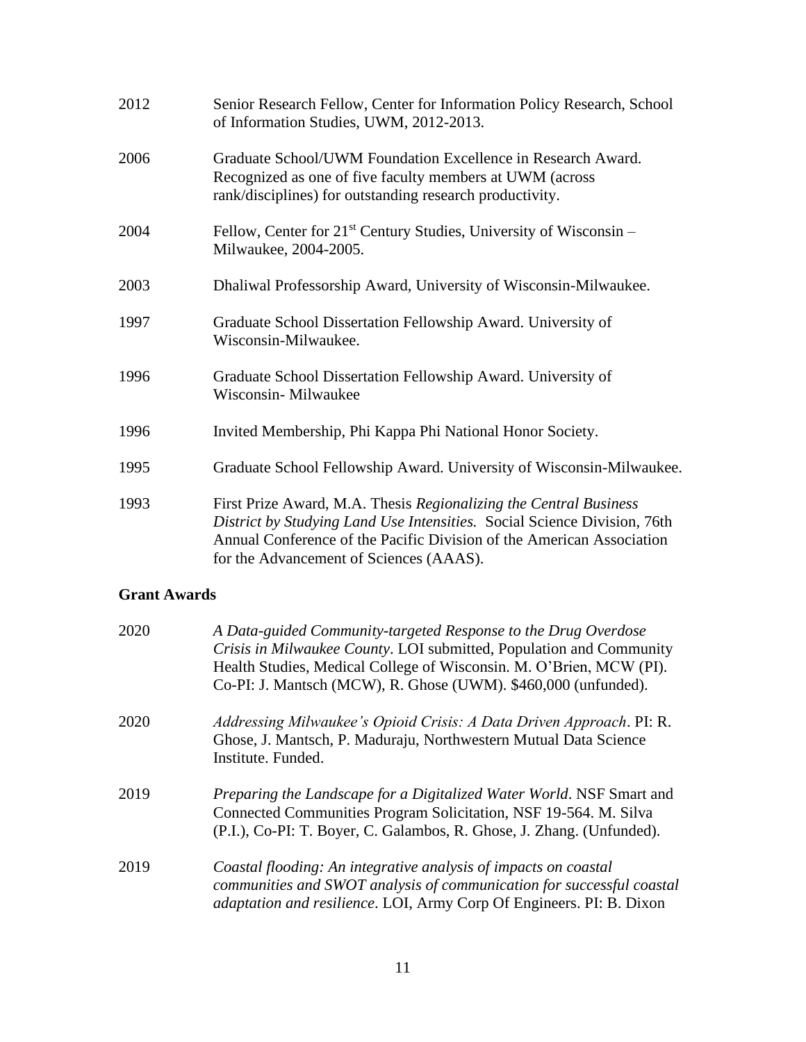2012 Senior Research Fellow, Center for Information Policy Research, School of Information Studies, UWM, 2012-2013.

2006 Graduate School/UWM Foundation Excellence in Research Award. Recognized as one of five faculty members at UWM (across rank/disciplines) for outstanding research productivity.

2004 Fellow, Center for 21st Century Studies, University of Wisconsin – Milwaukee, 2004-2005.

2003 Dhaliwal Professorship Award, University of Wisconsin-Milwaukee.

1997 Graduate School Dissertation Fellowship Award. University of Wisconsin-Milwaukee.

1996 Graduate School Dissertation Fellowship Award. University of Wisconsin- Milwaukee

1996 Invited Membership, Phi Kappa Phi National Honor Society.

1995 Graduate School Fellowship Award. University of Wisconsin-Milwaukee.

1993 First Prize Award, M.A. Thesis *Regionalizing the Central Business District by Studying Land Use Intensities.* Social Science Division, 76th Annual Conference of the Pacific Division of the American Association for the Advancement of Sciences (AAAS).

**Grant Awards**

2020 *A Data-guided Community-targeted Response to the Drug Overdose Crisis in Milwaukee County*. LOI submitted, Population and Community Health Studies, Medical College of Wisconsin. M. O'Brien, MCW (PI). Co-PI: J. Mantsch (MCW), R. Ghose (UWM). $460,000 (unfunded).

2020 *Addressing Milwaukee's Opioid Crisis: A Data Driven Approach*. PI: R. Ghose, J. Mantsch, P. Maduraju, Northwestern Mutual Data Science Institute. Funded.

2019 *Preparing the Landscape for a Digitalized Water World*. NSF Smart and Connected Communities Program Solicitation, NSF 19-564. M. Silva (P.I.), Co-PI: T. Boyer, C. Galambos, R. Ghose, J. Zhang. (Unfunded).

2019 *Coastal flooding: An integrative analysis of impacts on coastal communities and SWOT analysis of communication for successful coastal adaptation and resilience*. LOI, Army Corp Of Engineers. PI: B. Dixon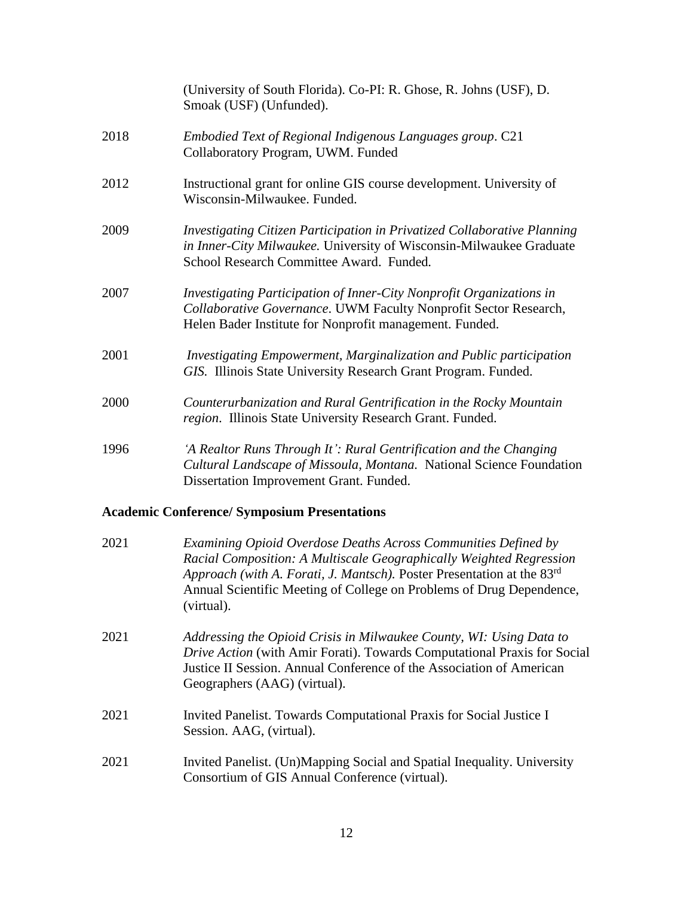(University of South Florida). Co-PI: R. Ghose, R. Johns (USF), D. Smoak (USF) (Unfunded).

2018 *Embodied Text of Regional Indigenous Languages group*. C21 Collaboratory Program, UWM. Funded

2012 Instructional grant for online GIS course development. University of Wisconsin-Milwaukee. Funded.

2009 *Investigating Citizen Participation in Privatized Collaborative Planning in Inner-City Milwaukee.* University of Wisconsin-Milwaukee Graduate School Research Committee Award. Funded.

2007 *Investigating Participation of Inner-City Nonprofit Organizations in Collaborative Governance*. UWM Faculty Nonprofit Sector Research, Helen Bader Institute for Nonprofit management. Funded.

2001 *Investigating Empowerment, Marginalization and Public participation GIS.* Illinois State University Research Grant Program. Funded.

2000 *Counterurbanization and Rural Gentrification in the Rocky Mountain region*. Illinois State University Research Grant. Funded.

1996 *'A Realtor Runs Through It': Rural Gentrification and the Changing Cultural Landscape of Missoula, Montana.* National Science Foundation Dissertation Improvement Grant. Funded.

**Academic Conference/ Symposium Presentations**

2021 *Examining Opioid Overdose Deaths Across Communities Defined by Racial Composition: A Multiscale Geographically Weighted Regression Approach (with A. Forati, J. Mantsch).* Poster Presentation at the 83rd Annual Scientific Meeting of College on Problems of Drug Dependence, (virtual).

2021 *Addressing the Opioid Crisis in Milwaukee County, WI: Using Data to Drive Action* (with Amir Forati). Towards Computational Praxis for Social Justice II Session. Annual Conference of the Association of American Geographers (AAG) (virtual).

2021 Invited Panelist. Towards Computational Praxis for Social Justice I Session. AAG, (virtual).

2021 Invited Panelist. (Un)Mapping Social and Spatial Inequality. University Consortium of GIS Annual Conference (virtual).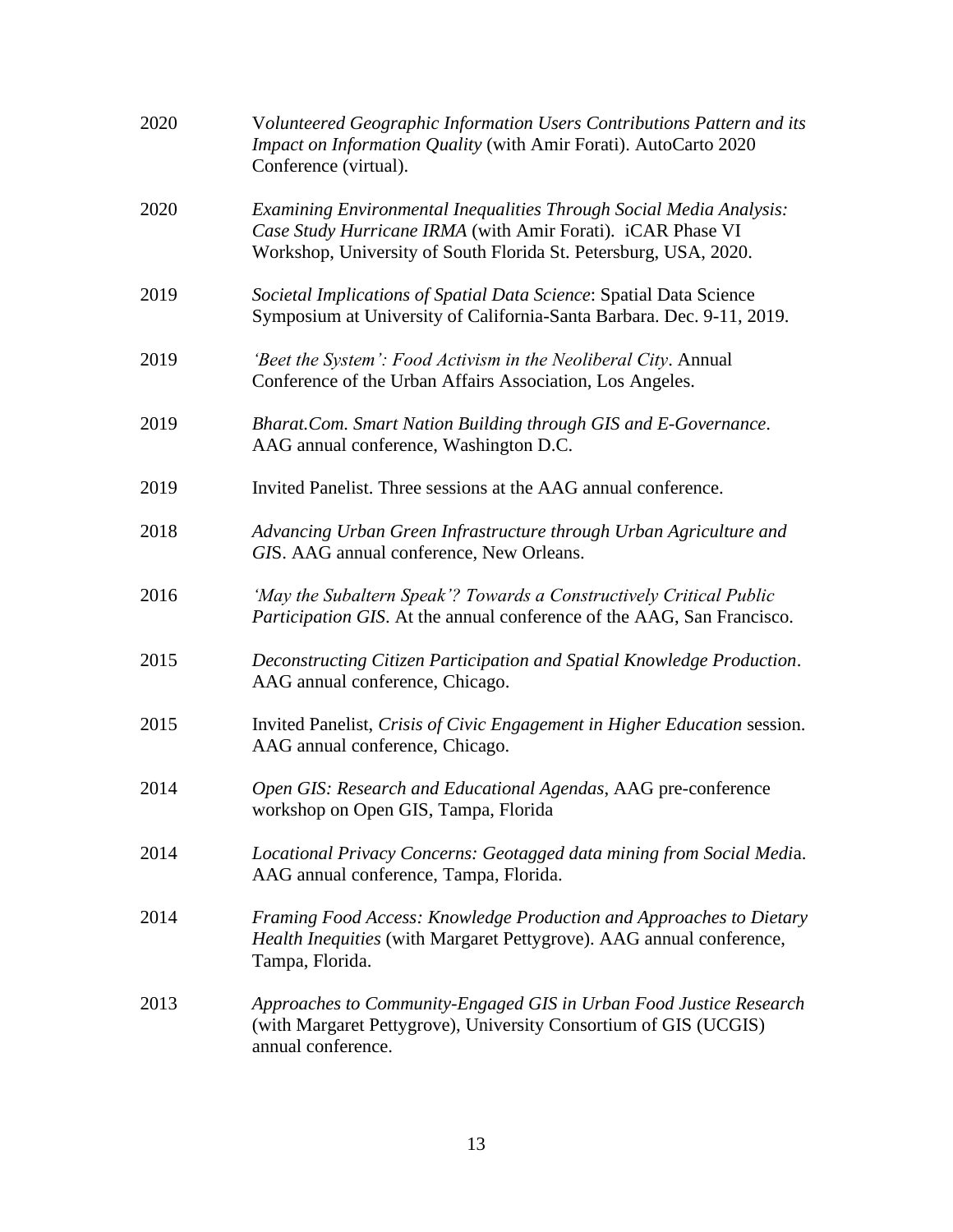2020 *Volunteered Geographic Information Users Contributions Pattern and its Impact on Information Quality* (with Amir Forati). AutoCarto 2020 Conference (virtual).

2020 *Examining Environmental Inequalities Through Social Media Analysis: Case Study Hurricane IRMA* (with Amir Forati). iCAR Phase VI Workshop, University of South Florida St. Petersburg, USA, 2020.

2019 *Societal Implications of Spatial Data Science*: Spatial Data Science Symposium at University of California-Santa Barbara. Dec. 9-11, 2019.

2019 *'Beet the System': Food Activism in the Neoliberal City*. Annual Conference of the Urban Affairs Association, Los Angeles.

2019 *Bharat.Com. Smart Nation Building through GIS and E-Governance*. AAG annual conference, Washington D.C.

2019 Invited Panelist. Three sessions at the AAG annual conference.

2018 *Advancing Urban Green Infrastructure through Urban Agriculture and GIS*. AAG annual conference, New Orleans.

2016 *'May the Subaltern Speak'? Towards a Constructively Critical Public Participation GIS*. At the annual conference of the AAG, San Francisco.

2015 *Deconstructing Citizen Participation and Spatial Knowledge Production*. AAG annual conference, Chicago.

2015 Invited Panelist, *Crisis of Civic Engagement in Higher Education* session. AAG annual conference, Chicago.

2014 *Open GIS: Research and Educational Agendas*, AAG pre-conference workshop on Open GIS, Tampa, Florida

2014 *Locational Privacy Concerns: Geotagged data mining from Social Media*. AAG annual conference, Tampa, Florida.

2014 *Framing Food Access: Knowledge Production and Approaches to Dietary Health Inequities* (with Margaret Pettygrove). AAG annual conference, Tampa, Florida.

2013 *Approaches to Community-Engaged GIS in Urban Food Justice Research* (with Margaret Pettygrove), University Consortium of GIS (UCGIS) annual conference.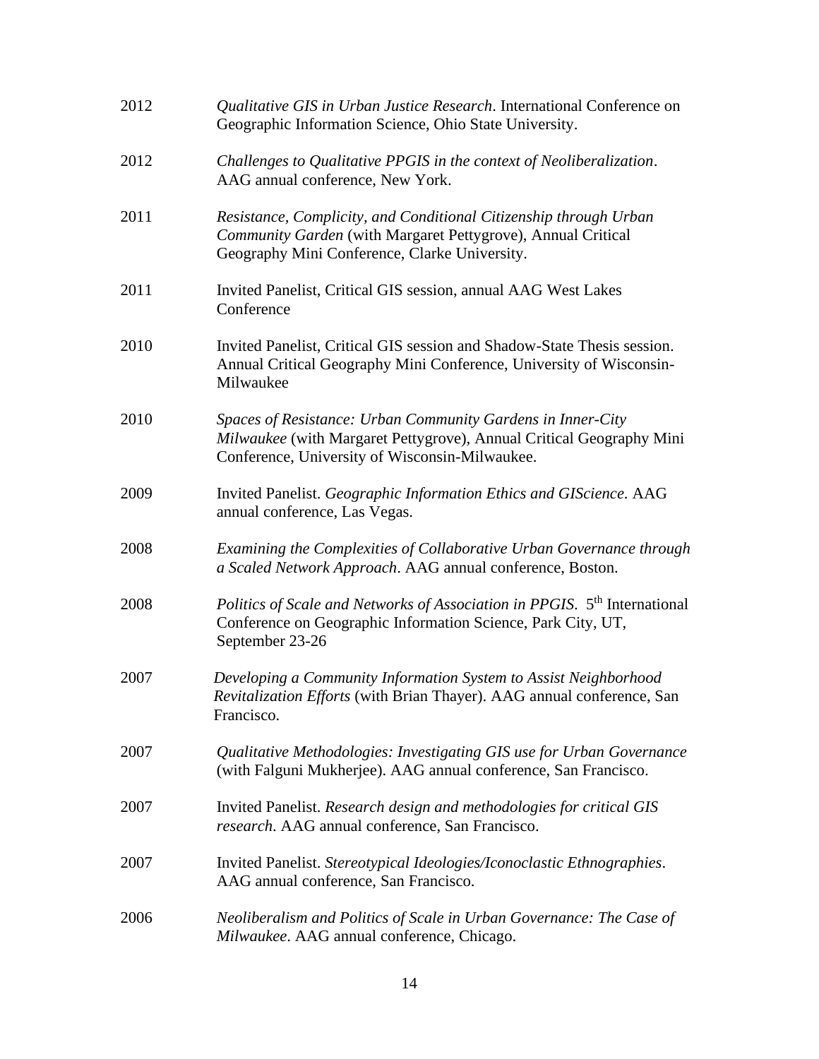2012 *Qualitative GIS in Urban Justice Research*. International Conference on Geographic Information Science, Ohio State University.

2012 *Challenges to Qualitative PPGIS in the context of Neoliberalization*. AAG annual conference, New York.

2011 *Resistance, Complicity, and Conditional Citizenship through Urban Community Garden* (with Margaret Pettygrove), Annual Critical Geography Mini Conference, Clarke University.

2011 Invited Panelist, Critical GIS session, annual AAG West Lakes Conference

2010 Invited Panelist, Critical GIS session and Shadow-State Thesis session. Annual Critical Geography Mini Conference, University of Wisconsin-Milwaukee

2010 *Spaces of Resistance: Urban Community Gardens in Inner-City Milwaukee* (with Margaret Pettygrove), Annual Critical Geography Mini Conference, University of Wisconsin-Milwaukee.

2009 Invited Panelist. *Geographic Information Ethics and GIScience.* AAG annual conference, Las Vegas.

2008 *Examining the Complexities of Collaborative Urban Governance through a Scaled Network Approach*. AAG annual conference, Boston.

2008 *Politics of Scale and Networks of Association in PPGIS*. 5th International Conference on Geographic Information Science, Park City, UT, September 23-26

2007 *Developing a Community Information System to Assist Neighborhood Revitalization Efforts* (with Brian Thayer). AAG annual conference, San Francisco.

2007 *Qualitative Methodologies: Investigating GIS use for Urban Governance* (with Falguni Mukherjee). AAG annual conference, San Francisco.

2007 Invited Panelist. *Research design and methodologies for critical GIS research*. AAG annual conference, San Francisco.

2007 Invited Panelist. *Stereotypical Ideologies/Iconoclastic Ethnographies*. AAG annual conference, San Francisco.

2006 *Neoliberalism and Politics of Scale in Urban Governance: The Case of Milwaukee*. AAG annual conference, Chicago.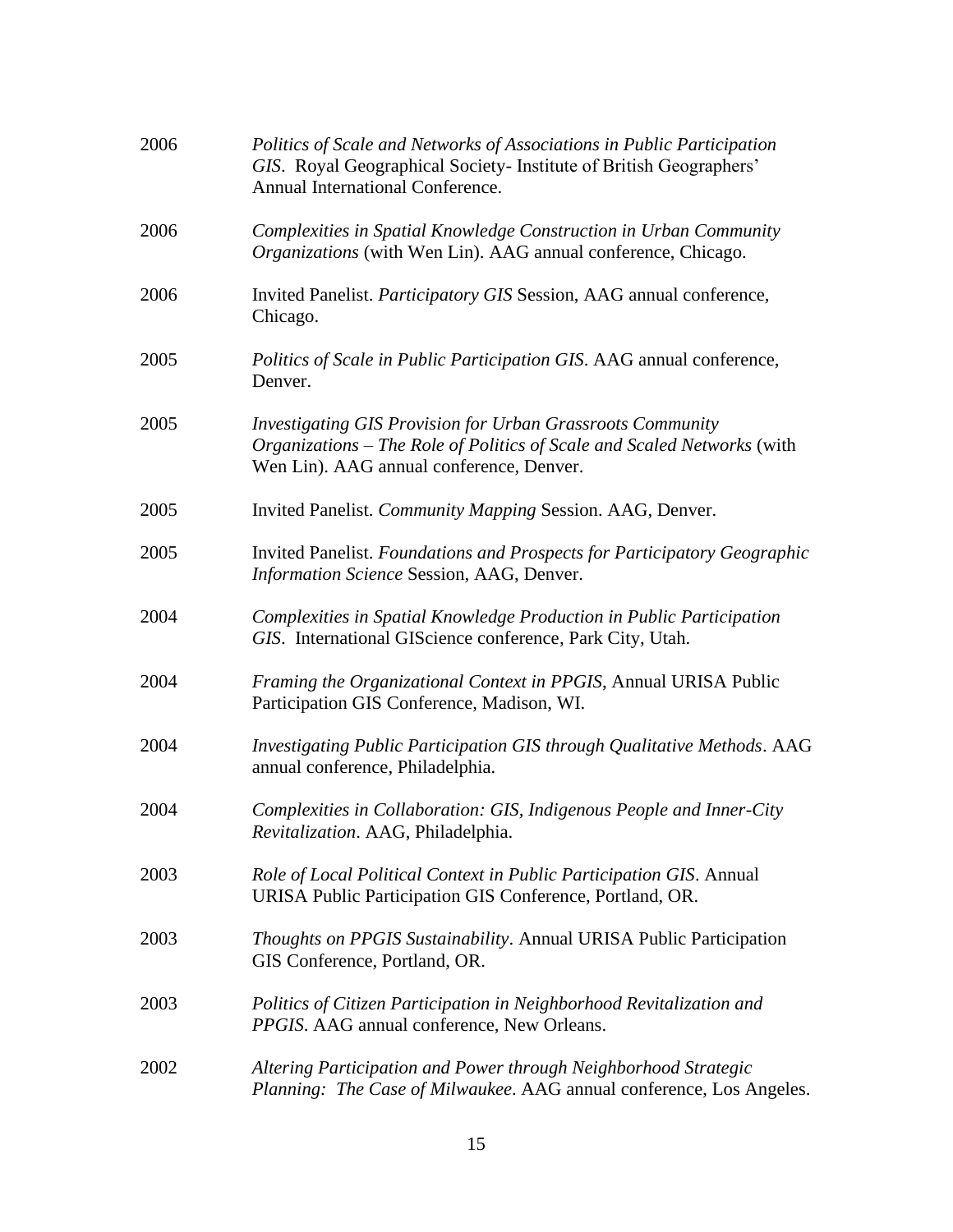2006 *Politics of Scale and Networks of Associations in Public Participation GIS*. Royal Geographical Society- Institute of British Geographers' Annual International Conference.

2006 *Complexities in Spatial Knowledge Construction in Urban Community Organizations* (with Wen Lin). AAG annual conference, Chicago.

2006 Invited Panelist. *Participatory GIS* Session, AAG annual conference, Chicago.

2005 *Politics of Scale in Public Participation GIS*. AAG annual conference, Denver.

2005 *Investigating GIS Provision for Urban Grassroots Community Organizations – The Role of Politics of Scale and Scaled Networks* (with Wen Lin). AAG annual conference, Denver.

2005 Invited Panelist. *Community Mapping* Session. AAG, Denver.

2005 Invited Panelist. *Foundations and Prospects for Participatory Geographic Information Science* Session, AAG, Denver.

2004 *Complexities in Spatial Knowledge Production in Public Participation GIS*. International GIScience conference, Park City, Utah.

2004 *Framing the Organizational Context in PPGIS*, Annual URISA Public Participation GIS Conference, Madison, WI.

2004 *Investigating Public Participation GIS through Qualitative Methods*. AAG annual conference, Philadelphia.

2004 *Complexities in Collaboration: GIS, Indigenous People and Inner-City Revitalization*. AAG, Philadelphia.

2003 *Role of Local Political Context in Public Participation GIS*. Annual URISA Public Participation GIS Conference, Portland, OR.

2003 *Thoughts on PPGIS Sustainability*. Annual URISA Public Participation GIS Conference, Portland, OR.

2003 *Politics of Citizen Participation in Neighborhood Revitalization and PPGIS*. AAG annual conference, New Orleans.

2002 *Altering Participation and Power through Neighborhood Strategic Planning: The Case of Milwaukee*. AAG annual conference, Los Angeles.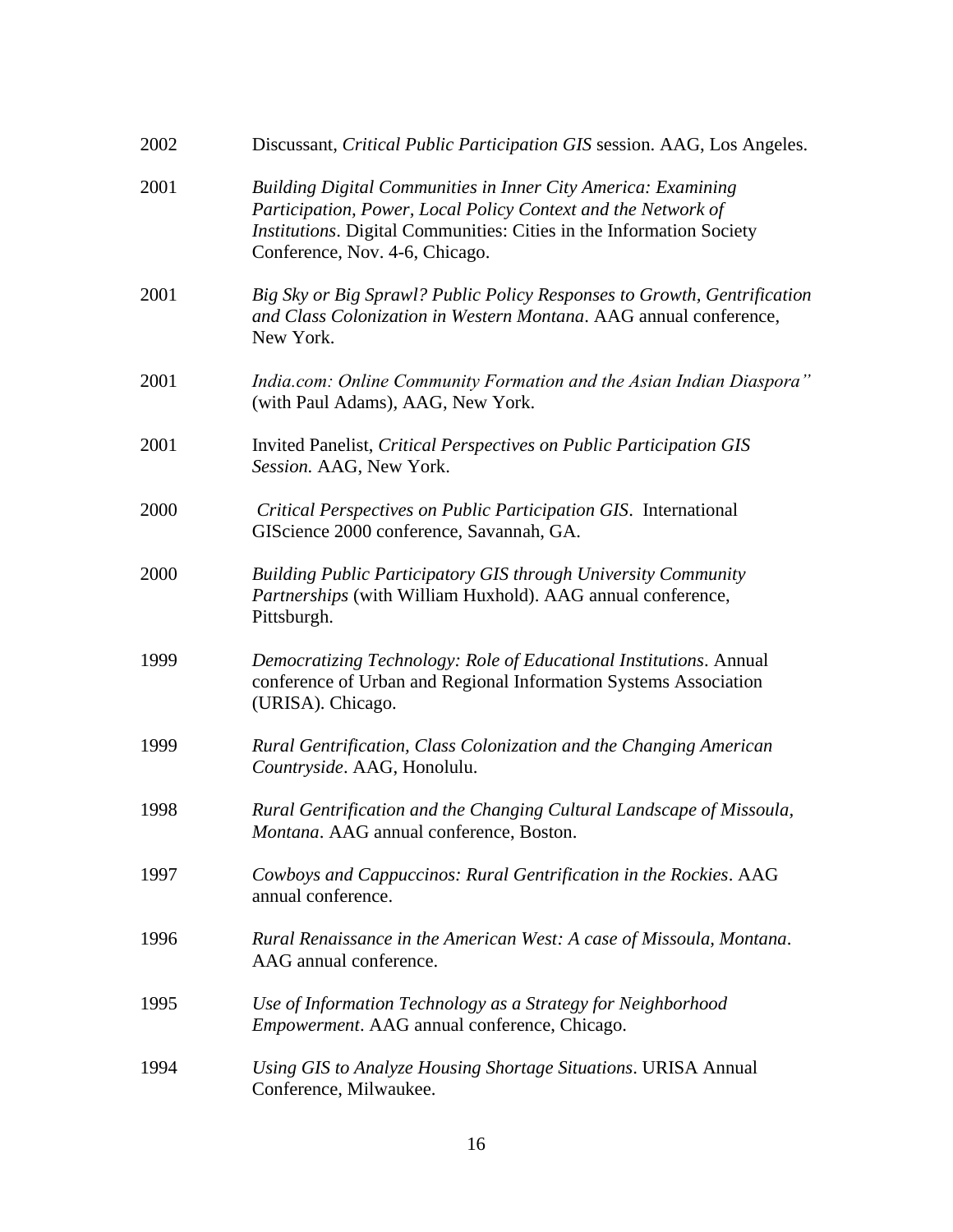2002 Discussant, *Critical Public Participation GIS* session. AAG, Los Angeles.

2001 *Building Digital Communities in Inner City America: Examining Participation, Power, Local Policy Context and the Network of Institutions*. Digital Communities: Cities in the Information Society Conference, Nov. 4-6, Chicago.

2001 *Big Sky or Big Sprawl? Public Policy Responses to Growth, Gentrification and Class Colonization in Western Montana*. AAG annual conference, New York.

2001 *India.com: Online Community Formation and the Asian Indian Diaspora"* (with Paul Adams), AAG, New York.

2001 Invited Panelist, *Critical Perspectives on Public Participation GIS Session.* AAG, New York.

2000 *Critical Perspectives on Public Participation GIS*. International GIScience 2000 conference, Savannah, GA.

2000 *Building Public Participatory GIS through University Community Partnerships* (with William Huxhold). AAG annual conference, Pittsburgh.

1999 *Democratizing Technology: Role of Educational Institutions*. Annual conference of Urban and Regional Information Systems Association (URISA). Chicago.

1999 *Rural Gentrification, Class Colonization and the Changing American Countryside*. AAG, Honolulu.

1998 *Rural Gentrification and the Changing Cultural Landscape of Missoula, Montana*. AAG annual conference, Boston.

1997 *Cowboys and Cappuccinos: Rural Gentrification in the Rockies*. AAG annual conference.

1996 *Rural Renaissance in the American West: A case of Missoula, Montana*. AAG annual conference.

1995 *Use of Information Technology as a Strategy for Neighborhood Empowerment*. AAG annual conference, Chicago.

1994 *Using GIS to Analyze Housing Shortage Situations*. URISA Annual Conference, Milwaukee.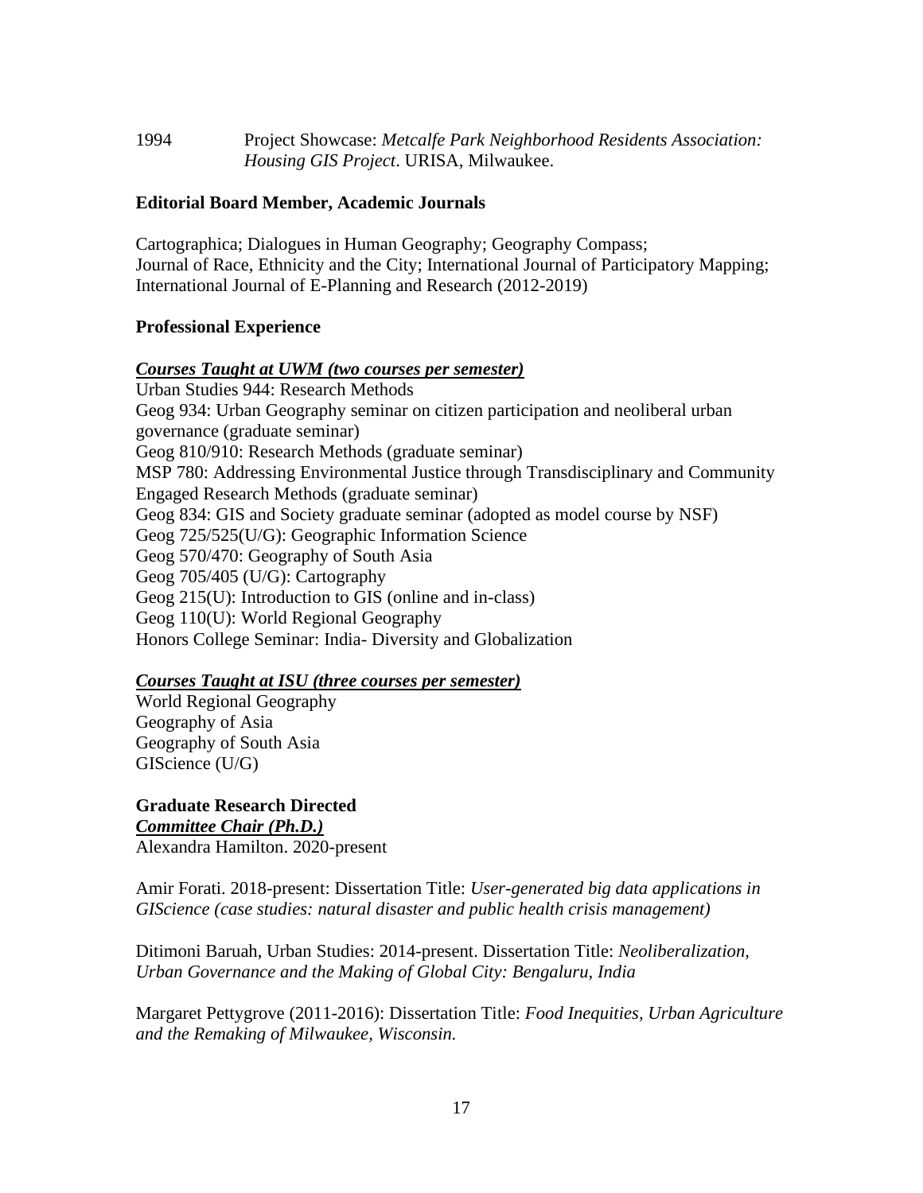1994 Project Showcase: *Metcalfe Park Neighborhood Residents Association: Housing GIS Project*. URISA, Milwaukee.

**Editorial Board Member, Academic Journals**

Cartographica; Dialogues in Human Geography; Geography Compass;
Journal of Race, Ethnicity and the City; International Journal of Participatory Mapping;
International Journal of E-Planning and Research (2012-2019)

**Professional Experience**

***Courses Taught at UWM (two courses per semester)***

Urban Studies 944: Research Methods
Geog 934: Urban Geography seminar on citizen participation and neoliberal urban governance (graduate seminar)
Geog 810/910: Research Methods (graduate seminar)
MSP 780: Addressing Environmental Justice through Transdisciplinary and Community Engaged Research Methods (graduate seminar)
Geog 834: GIS and Society graduate seminar (adopted as model course by NSF)
Geog 725/525(U/G): Geographic Information Science
Geog 570/470: Geography of South Asia
Geog 705/405 (U/G): Cartography
Geog 215(U): Introduction to GIS (online and in-class)
Geog 110(U): World Regional Geography
Honors College Seminar: India- Diversity and Globalization

***Courses Taught at ISU (three courses per semester)***

World Regional Geography
Geography of Asia
Geography of South Asia
GIScience (U/G)

**Graduate Research Directed**

***Committee Chair (Ph.D.)***

Alexandra Hamilton. 2020-present

Amir Forati. 2018-present: Dissertation Title: *User-generated big data applications in GIScience (case studies: natural disaster and public health crisis management)*

Ditimoni Baruah, Urban Studies: 2014-present. Dissertation Title: *Neoliberalization, Urban Governance and the Making of Global City: Bengaluru, India*

Margaret Pettygrove (2011-2016): Dissertation Title: *Food Inequities, Urban Agriculture and the Remaking of Milwaukee, Wisconsin.*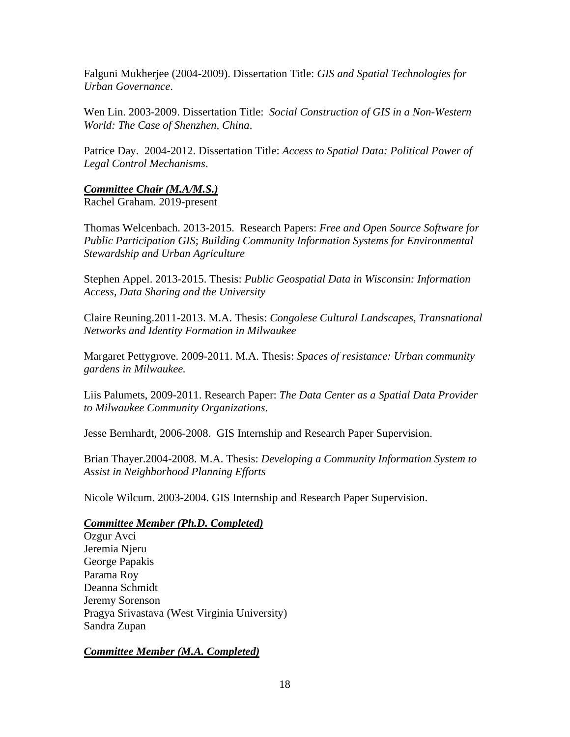Falguni Mukherjee (2004-2009). Dissertation Title: *GIS and Spatial Technologies for Urban Governance*.

Wen Lin. 2003-2009. Dissertation Title: *Social Construction of GIS in a Non-Western World: The Case of Shenzhen, China*.

Patrice Day. 2004-2012. Dissertation Title: *Access to Spatial Data: Political Power of Legal Control Mechanisms*.

***Committee Chair (M.A/M.S.)***

Rachel Graham. 2019-present

Thomas Welcenbach. 2013-2015. Research Papers: *Free and Open Source Software for Public Participation GIS*; *Building Community Information Systems for Environmental Stewardship and Urban Agriculture*

Stephen Appel. 2013-2015. Thesis: *Public Geospatial Data in Wisconsin: Information Access, Data Sharing and the University*

Claire Reuning.2011-2013. M.A. Thesis: *Congolese Cultural Landscapes, Transnational Networks and Identity Formation in Milwaukee*

Margaret Pettygrove. 2009-2011. M.A. Thesis: *Spaces of resistance: Urban community gardens in Milwaukee.*

Liis Palumets, 2009-2011. Research Paper: *The Data Center as a Spatial Data Provider to Milwaukee Community Organizations*.

Jesse Bernhardt, 2006-2008. GIS Internship and Research Paper Supervision.

Brian Thayer.2004-2008. M.A. Thesis: *Developing a Community Information System to Assist in Neighborhood Planning Efforts*

Nicole Wilcum. 2003-2004. GIS Internship and Research Paper Supervision.

***Committee Member (Ph.D. Completed)***

Ozgur Avci
Jeremia Njeru
George Papakis
Parama Roy
Deanna Schmidt
Jeremy Sorenson
Pragya Srivastava (West Virginia University)
Sandra Zupan

***Committee Member (M.A. Completed)***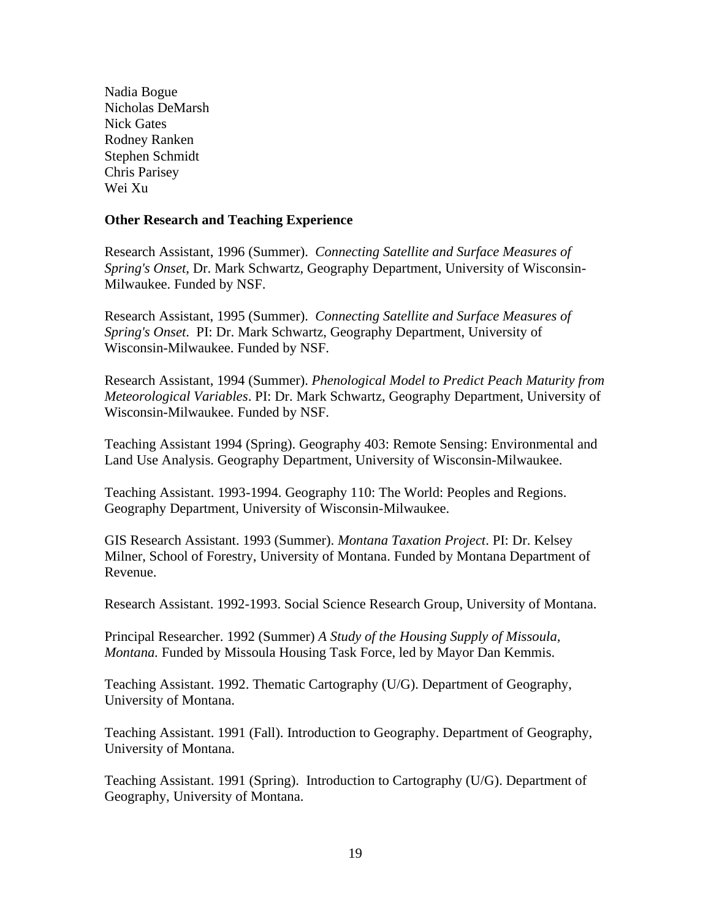Nadia Bogue
Nicholas DeMarsh
Nick Gates
Rodney Ranken
Stephen Schmidt
Chris Parisey
Wei Xu

**Other Research and Teaching Experience**

Research Assistant, 1996 (Summer). *Connecting Satellite and Surface Measures of Spring's Onset*, Dr. Mark Schwartz, Geography Department, University of Wisconsin-Milwaukee. Funded by NSF.

Research Assistant, 1995 (Summer). *Connecting Satellite and Surface Measures of Spring's Onset*. PI: Dr. Mark Schwartz, Geography Department, University of Wisconsin-Milwaukee. Funded by NSF.

Research Assistant, 1994 (Summer). *Phenological Model to Predict Peach Maturity from Meteorological Variables*. PI: Dr. Mark Schwartz, Geography Department, University of Wisconsin-Milwaukee. Funded by NSF.

Teaching Assistant 1994 (Spring). Geography 403: Remote Sensing: Environmental and Land Use Analysis. Geography Department, University of Wisconsin-Milwaukee.

Teaching Assistant. 1993-1994. Geography 110: The World: Peoples and Regions. Geography Department, University of Wisconsin-Milwaukee.

GIS Research Assistant. 1993 (Summer). *Montana Taxation Project*. PI: Dr. Kelsey Milner, School of Forestry, University of Montana. Funded by Montana Department of Revenue.

Research Assistant. 1992-1993. Social Science Research Group, University of Montana.

Principal Researcher. 1992 (Summer) *A Study of the Housing Supply of Missoula, Montana.* Funded by Missoula Housing Task Force, led by Mayor Dan Kemmis.

Teaching Assistant. 1992. Thematic Cartography (U/G). Department of Geography, University of Montana.

Teaching Assistant. 1991 (Fall). Introduction to Geography. Department of Geography, University of Montana.

Teaching Assistant. 1991 (Spring). Introduction to Cartography (U/G). Department of Geography, University of Montana.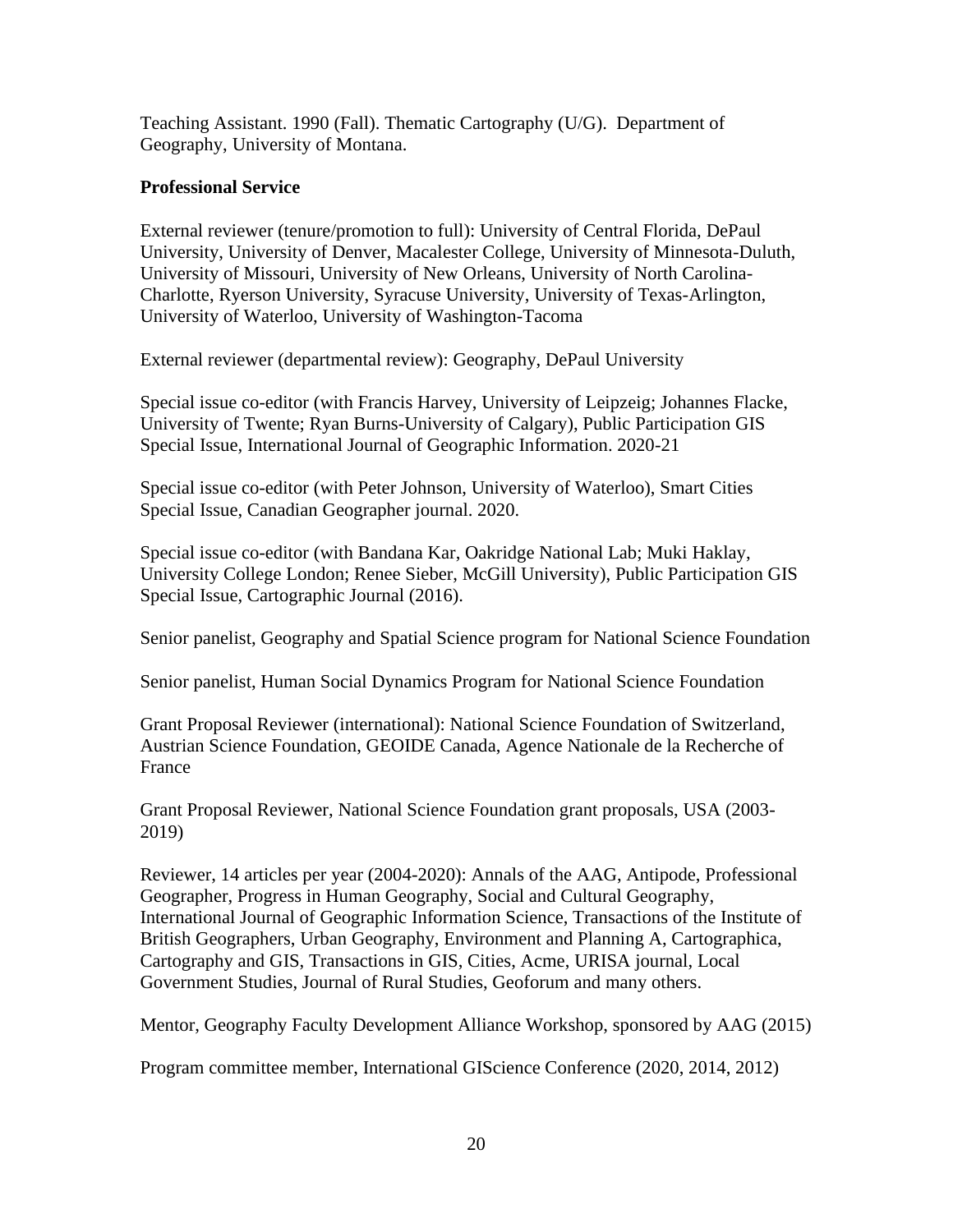Teaching Assistant. 1990 (Fall). Thematic Cartography (U/G). Department of Geography, University of Montana.

**Professional Service**

External reviewer (tenure/promotion to full): University of Central Florida, DePaul University, University of Denver, Macalester College, University of Minnesota-Duluth, University of Missouri, University of New Orleans, University of North Carolina-Charlotte, Ryerson University, Syracuse University, University of Texas-Arlington, University of Waterloo, University of Washington-Tacoma

External reviewer (departmental review): Geography, DePaul University

Special issue co-editor (with Francis Harvey, University of Leipzeig; Johannes Flacke, University of Twente; Ryan Burns-University of Calgary), Public Participation GIS Special Issue, International Journal of Geographic Information. 2020-21

Special issue co-editor (with Peter Johnson, University of Waterloo), Smart Cities Special Issue, Canadian Geographer journal. 2020.

Special issue co-editor (with Bandana Kar, Oakridge National Lab; Muki Haklay, University College London; Renee Sieber, McGill University), Public Participation GIS Special Issue, Cartographic Journal (2016).

Senior panelist, Geography and Spatial Science program for National Science Foundation

Senior panelist, Human Social Dynamics Program for National Science Foundation

Grant Proposal Reviewer (international): National Science Foundation of Switzerland, Austrian Science Foundation, GEOIDE Canada, Agence Nationale de la Recherche of France

Grant Proposal Reviewer, National Science Foundation grant proposals, USA (2003-2019)

Reviewer, 14 articles per year (2004-2020): Annals of the AAG, Antipode, Professional Geographer, Progress in Human Geography, Social and Cultural Geography, International Journal of Geographic Information Science, Transactions of the Institute of British Geographers, Urban Geography, Environment and Planning A, Cartographica, Cartography and GIS, Transactions in GIS, Cities, Acme, URISA journal, Local Government Studies, Journal of Rural Studies, Geoforum and many others.

Mentor, Geography Faculty Development Alliance Workshop, sponsored by AAG (2015)

Program committee member, International GIScience Conference (2020, 2014, 2012)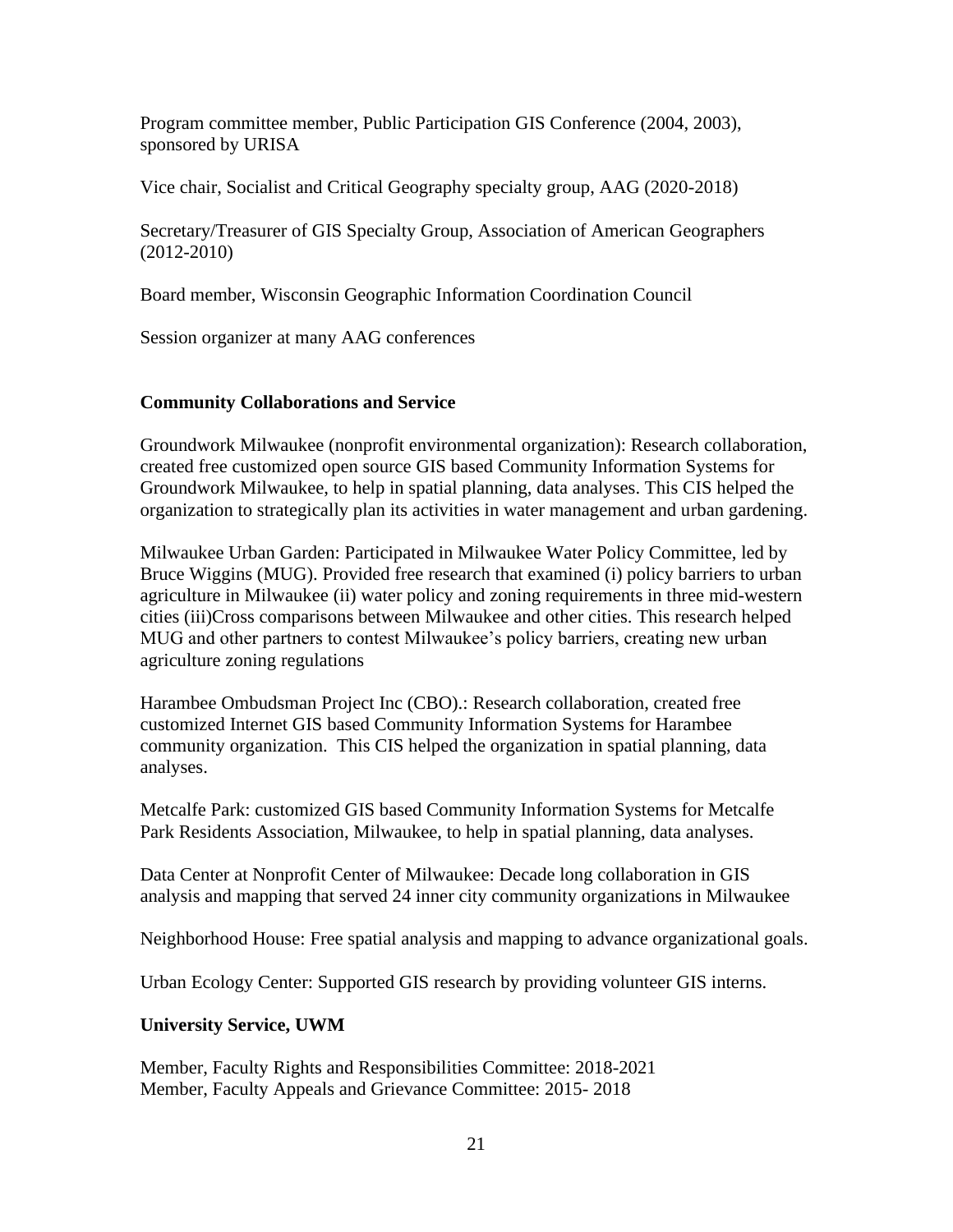Program committee member, Public Participation GIS Conference (2004, 2003), sponsored by URISA

Vice chair, Socialist and Critical Geography specialty group, AAG (2020-2018)

Secretary/Treasurer of GIS Specialty Group, Association of American Geographers (2012-2010)

Board member, Wisconsin Geographic Information Coordination Council

Session organizer at many AAG conferences

**Community Collaborations and Service**

Groundwork Milwaukee (nonprofit environmental organization): Research collaboration, created free customized open source GIS based Community Information Systems for Groundwork Milwaukee, to help in spatial planning, data analyses. This CIS helped the organization to strategically plan its activities in water management and urban gardening.

Milwaukee Urban Garden: Participated in Milwaukee Water Policy Committee, led by Bruce Wiggins (MUG). Provided free research that examined (i) policy barriers to urban agriculture in Milwaukee (ii) water policy and zoning requirements in three mid-western cities (iii)Cross comparisons between Milwaukee and other cities. This research helped MUG and other partners to contest Milwaukee's policy barriers, creating new urban agriculture zoning regulations

Harambee Ombudsman Project Inc (CBO).: Research collaboration, created free customized Internet GIS based Community Information Systems for Harambee community organization. This CIS helped the organization in spatial planning, data analyses.

Metcalfe Park: customized GIS based Community Information Systems for Metcalfe Park Residents Association, Milwaukee, to help in spatial planning, data analyses.

Data Center at Nonprofit Center of Milwaukee: Decade long collaboration in GIS analysis and mapping that served 24 inner city community organizations in Milwaukee

Neighborhood House: Free spatial analysis and mapping to advance organizational goals.

Urban Ecology Center: Supported GIS research by providing volunteer GIS interns.

**University Service, UWM**

Member, Faculty Rights and Responsibilities Committee: 2018-2021
Member, Faculty Appeals and Grievance Committee: 2015- 2018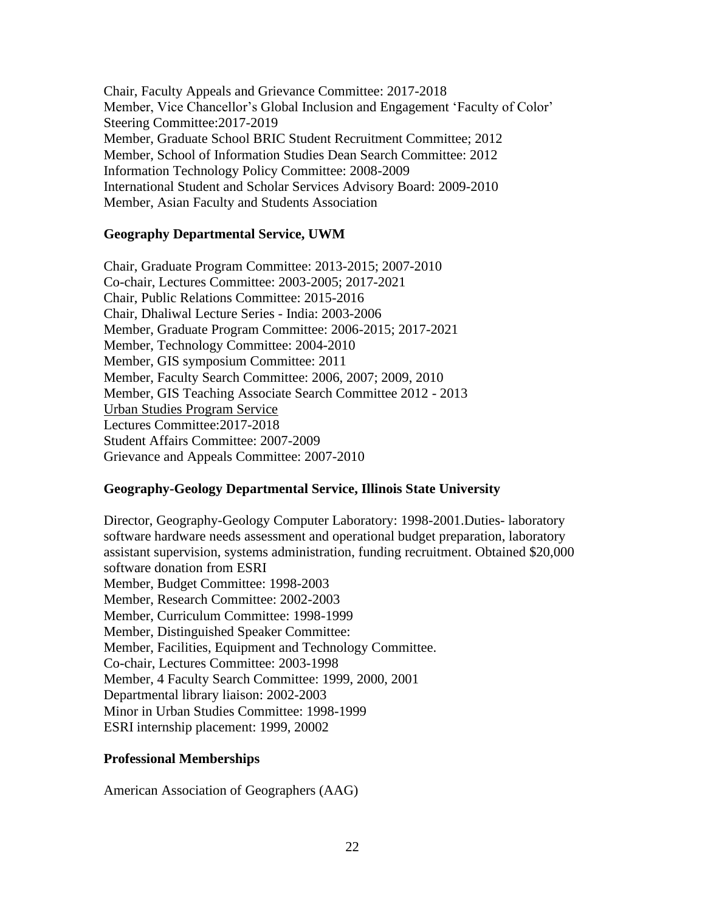Chair, Faculty Appeals and Grievance Committee: 2017-2018
Member, Vice Chancellor's Global Inclusion and Engagement 'Faculty of Color' Steering Committee:2017-2019
Member, Graduate School BRIC Student Recruitment Committee; 2012
Member, School of Information Studies Dean Search Committee: 2012
Information Technology Policy Committee: 2008-2009
International Student and Scholar Services Advisory Board: 2009-2010
Member, Asian Faculty and Students Association

**Geography Departmental Service, UWM**

Chair, Graduate Program Committee: 2013-2015; 2007-2010
Co-chair, Lectures Committee: 2003-2005; 2017-2021
Chair, Public Relations Committee: 2015-2016
Chair, Dhaliwal Lecture Series - India: 2003-2006
Member, Graduate Program Committee: 2006-2015; 2017-2021
Member, Technology Committee: 2004-2010
Member, GIS symposium Committee: 2011
Member, Faculty Search Committee: 2006, 2007; 2009, 2010
Member, GIS Teaching Associate Search Committee 2012 - 2013
<u>Urban Studies Program Service</u>
Lectures Committee:2017-2018
Student Affairs Committee: 2007-2009
Grievance and Appeals Committee: 2007-2010

**Geography-Geology Departmental Service, Illinois State University**

Director, Geography-Geology Computer Laboratory: 1998-2001.Duties- laboratory software hardware needs assessment and operational budget preparation, laboratory assistant supervision, systems administration, funding recruitment. Obtained $20,000 software donation from ESRI
Member, Budget Committee: 1998-2003
Member, Research Committee: 2002-2003
Member, Curriculum Committee: 1998-1999
Member, Distinguished Speaker Committee:
Member, Facilities, Equipment and Technology Committee.
Co-chair, Lectures Committee: 2003-1998
Member, 4 Faculty Search Committee: 1999, 2000, 2001
Departmental library liaison: 2002-2003
Minor in Urban Studies Committee: 1998-1999
ESRI internship placement: 1999, 20002

**Professional Memberships**

American Association of Geographers (AAG)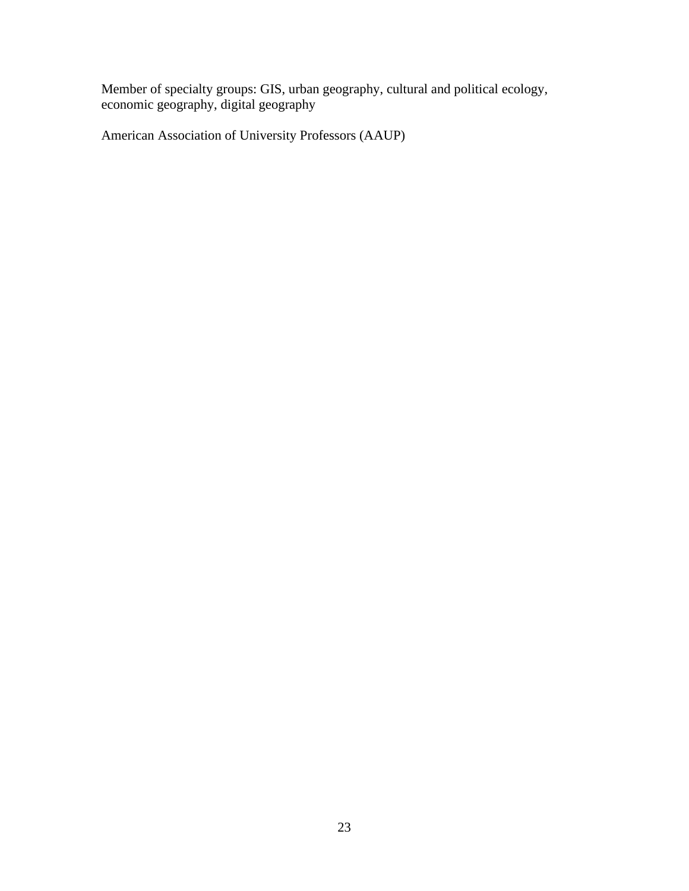Member of specialty groups: GIS, urban geography, cultural and political ecology, economic geography, digital geography

American Association of University Professors (AAUP)